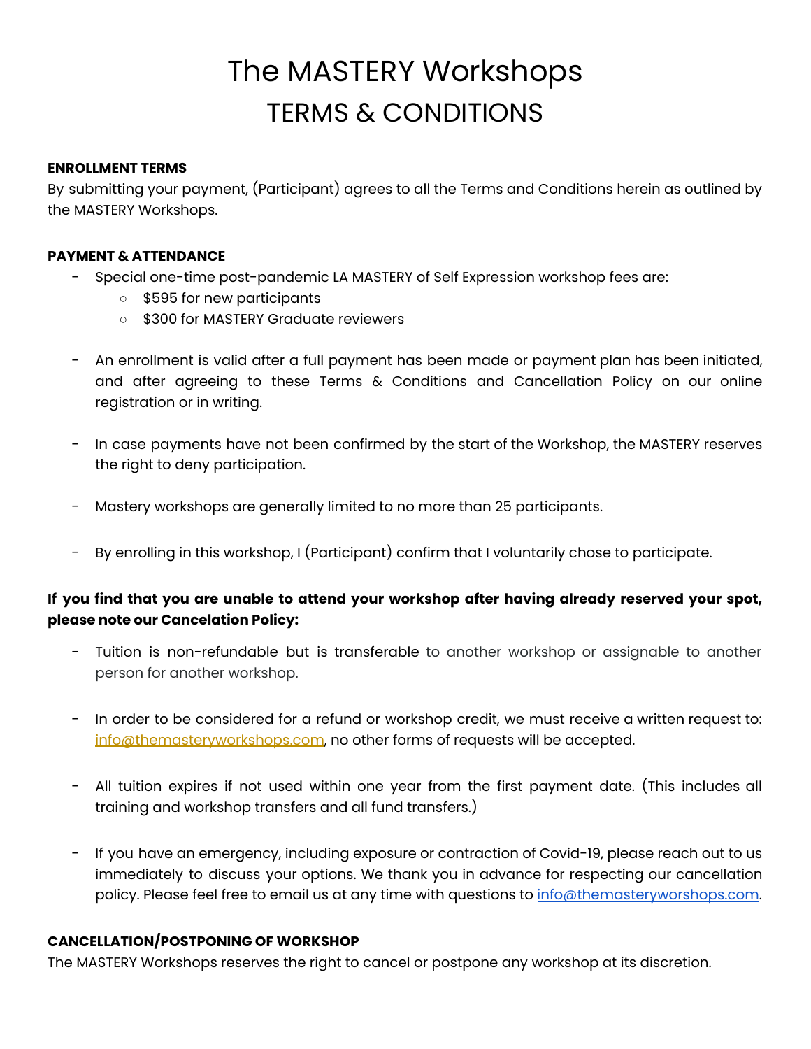# The MASTERY Workshops

## TERMS & CONDITIONS

**ENROLLMENT TERMS**

By submitting your payment, (Participant) agrees to all the Terms and Conditions herein as outlined by the MASTERY Workshops.

**PAYMENT & ATTENDANCE**

- Special one-time post-pandemic LA MASTERY of Self Expression workshop fees are:
  - $595 for new participants
  - $300 for MASTERY Graduate reviewers

- An enrollment is valid after a full payment has been made or payment plan has been initiated, and after agreeing to these Terms & Conditions and Cancellation Policy on our online registration or in writing.

- In case payments have not been confirmed by the start of the Workshop, the MASTERY reserves the right to deny participation.

- Mastery workshops are generally limited to no more than 25 participants.

- By enrolling in this workshop, I (Participant) confirm that I voluntarily chose to participate.

**If you find that you are unable to attend your workshop after having already reserved your spot, please note our Cancelation Policy:**

- Tuition is non-refundable but is transferable to another workshop or assignable to another person for another workshop.

- In order to be considered for a refund or workshop credit, we must receive a written request to: info@themasteryworkshops.com, no other forms of requests will be accepted.

- All tuition expires if not used within one year from the first payment date. (This includes all training and workshop transfers and all fund transfers.)

- If you have an emergency, including exposure or contraction of Covid-19, please reach out to us immediately to discuss your options. We thank you in advance for respecting our cancellation policy. Please feel free to email us at any time with questions to info@themasteryworshops.com.

**CANCELLATION/POSTPONING OF WORKSHOP**

The MASTERY Workshops reserves the right to cancel or postpone any workshop at its discretion.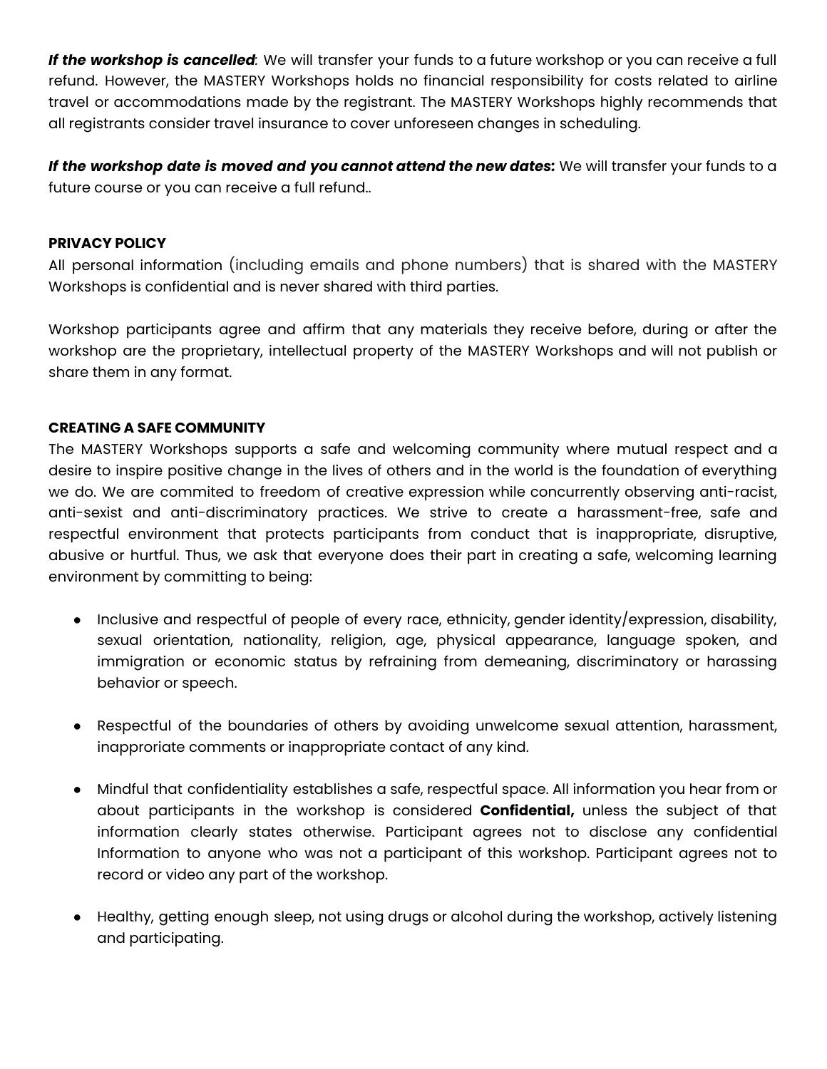***If the workshop is cancelled***: We will transfer your funds to a future workshop or you can receive a full refund. However, the MASTERY Workshops holds no financial responsibility for costs related to airline travel or accommodations made by the registrant. The MASTERY Workshops highly recommends that all registrants consider travel insurance to cover unforeseen changes in scheduling.

***If the workshop date is moved and you cannot attend the new dates:*** We will transfer your funds to a future course or you can receive a full refund..

**PRIVACY POLICY**

All personal information (including emails and phone numbers) that is shared with the MASTERY Workshops is confidential and is never shared with third parties.

Workshop participants agree and affirm that any materials they receive before, during or after the workshop are the proprietary, intellectual property of the MASTERY Workshops and will not publish or share them in any format.

**CREATING A SAFE COMMUNITY**

The MASTERY Workshops supports a safe and welcoming community where mutual respect and a desire to inspire positive change in the lives of others and in the world is the foundation of everything we do. We are commited to freedom of creative expression while concurrently observing anti-racist, anti-sexist and anti-discriminatory practices. We strive to create a harassment-free, safe and respectful environment that protects participants from conduct that is inappropriate, disruptive, abusive or hurtful. Thus, we ask that everyone does their part in creating a safe, welcoming learning environment by committing to being:

- Inclusive and respectful of people of every race, ethnicity, gender identity/expression, disability, sexual orientation, nationality, religion, age, physical appearance, language spoken, and immigration or economic status by refraining from demeaning, discriminatory or harassing behavior or speech.

- Respectful of the boundaries of others by avoiding unwelcome sexual attention, harassment, inapproriate comments or inappropriate contact of any kind.

- Mindful that confidentiality establishes a safe, respectful space. All information you hear from or about participants in the workshop is considered **Confidential,** unless the subject of that information clearly states otherwise. Participant agrees not to disclose any confidential Information to anyone who was not a participant of this workshop. Participant agrees not to record or video any part of the workshop.

- Healthy, getting enough sleep, not using drugs or alcohol during the workshop, actively listening and participating.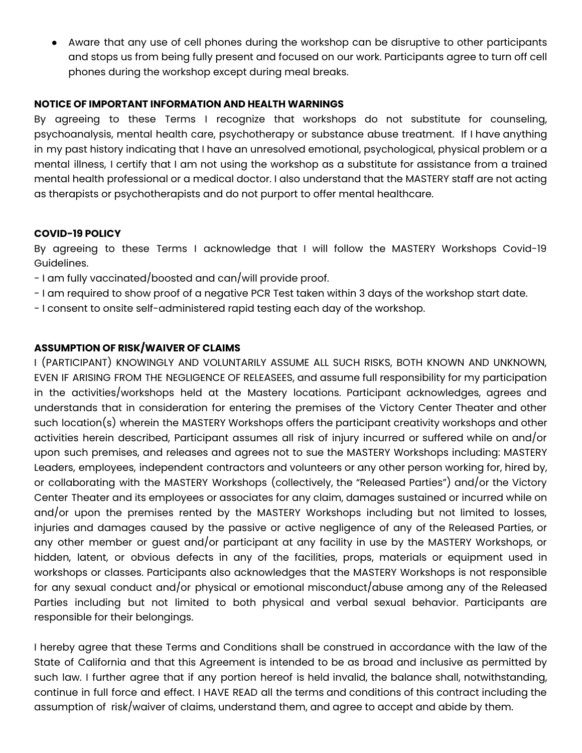- Aware that any use of cell phones during the workshop can be disruptive to other participants and stops us from being fully present and focused on our work. Participants agree to turn off cell phones during the workshop except during meal breaks.

**NOTICE OF IMPORTANT INFORMATION AND HEALTH WARNINGS**

By agreeing to these Terms I recognize that workshops do not substitute for counseling, psychoanalysis, mental health care, psychotherapy or substance abuse treatment. If I have anything in my past history indicating that I have an unresolved emotional, psychological, physical problem or a mental illness, I certify that I am not using the workshop as a substitute for assistance from a trained mental health professional or a medical doctor. I also understand that the MASTERY staff are not acting as therapists or psychotherapists and do not purport to offer mental healthcare.

**COVID-19 POLICY**

By agreeing to these Terms I acknowledge that I will follow the MASTERY Workshops Covid-19 Guidelines.

- I am fully vaccinated/boosted and can/will provide proof.
- I am required to show proof of a negative PCR Test taken within 3 days of the workshop start date.
- I consent to onsite self-administered rapid testing each day of the workshop.

**ASSUMPTION OF RISK/WAIVER OF CLAIMS**

I (PARTICIPANT) KNOWINGLY AND VOLUNTARILY ASSUME ALL SUCH RISKS, BOTH KNOWN AND UNKNOWN, EVEN IF ARISING FROM THE NEGLIGENCE OF RELEASEES, and assume full responsibility for my participation in the activities/workshops held at the Mastery locations. Participant acknowledges, agrees and understands that in consideration for entering the premises of the Victory Center Theater and other such location(s) wherein the MASTERY Workshops offers the participant creativity workshops and other activities herein described, Participant assumes all risk of injury incurred or suffered while on and/or upon such premises, and releases and agrees not to sue the MASTERY Workshops including: MASTERY Leaders, employees, independent contractors and volunteers or any other person working for, hired by, or collaborating with the MASTERY Workshops (collectively, the "Released Parties") and/or the Victory Center Theater and its employees or associates for any claim, damages sustained or incurred while on and/or upon the premises rented by the MASTERY Workshops including but not limited to losses, injuries and damages caused by the passive or active negligence of any of the Released Parties, or any other member or guest and/or participant at any facility in use by the MASTERY Workshops, or hidden, latent, or obvious defects in any of the facilities, props, materials or equipment used in workshops or classes. Participants also acknowledges that the MASTERY Workshops is not responsible for any sexual conduct and/or physical or emotional misconduct/abuse among any of the Released Parties including but not limited to both physical and verbal sexual behavior. Participants are responsible for their belongings.

I hereby agree that these Terms and Conditions shall be construed in accordance with the law of the State of California and that this Agreement is intended to be as broad and inclusive as permitted by such law. I further agree that if any portion hereof is held invalid, the balance shall, notwithstanding, continue in full force and effect. I HAVE READ all the terms and conditions of this contract including the assumption of risk/waiver of claims, understand them, and agree to accept and abide by them.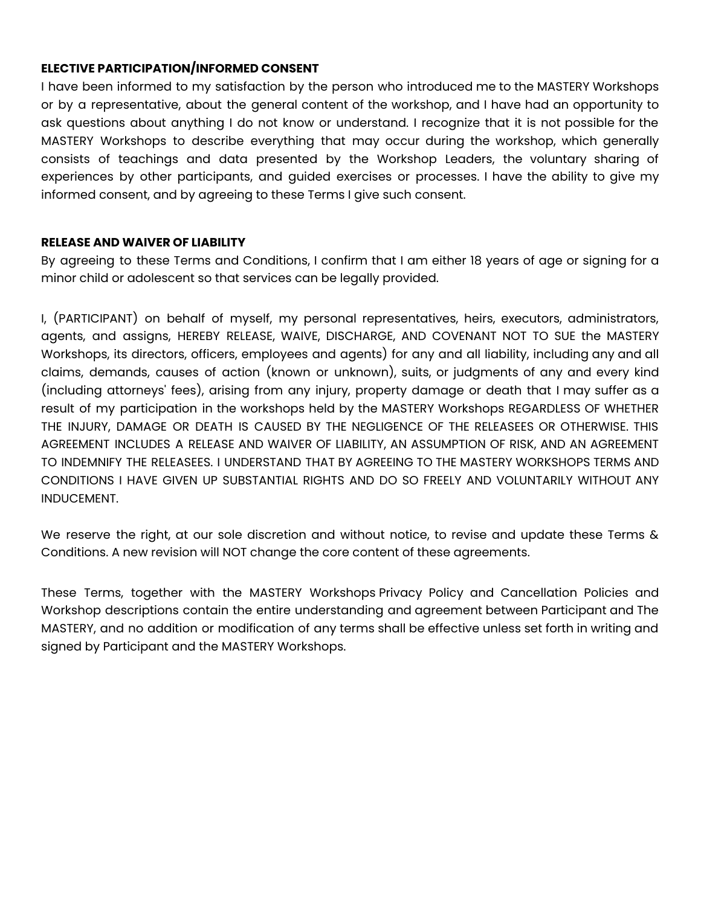**ELECTIVE PARTICIPATION/INFORMED CONSENT**

I have been informed to my satisfaction by the person who introduced me to the MASTERY Workshops or by a representative, about the general content of the workshop, and I have had an opportunity to ask questions about anything I do not know or understand. I recognize that it is not possible for the MASTERY Workshops to describe everything that may occur during the workshop, which generally consists of teachings and data presented by the Workshop Leaders, the voluntary sharing of experiences by other participants, and guided exercises or processes. I have the ability to give my informed consent, and by agreeing to these Terms I give such consent.

**RELEASE AND WAIVER OF LIABILITY**

By agreeing to these Terms and Conditions, I confirm that I am either 18 years of age or signing for a minor child or adolescent so that services can be legally provided.

I, (PARTICIPANT) on behalf of myself, my personal representatives, heirs, executors, administrators, agents, and assigns, HEREBY RELEASE, WAIVE, DISCHARGE, AND COVENANT NOT TO SUE the MASTERY Workshops, its directors, officers, employees and agents) for any and all liability, including any and all claims, demands, causes of action (known or unknown), suits, or judgments of any and every kind (including attorneys' fees), arising from any injury, property damage or death that I may suffer as a result of my participation in the workshops held by the MASTERY Workshops REGARDLESS OF WHETHER THE INJURY, DAMAGE OR DEATH IS CAUSED BY THE NEGLIGENCE OF THE RELEASEES OR OTHERWISE. THIS AGREEMENT INCLUDES A RELEASE AND WAIVER OF LIABILITY, AN ASSUMPTION OF RISK, AND AN AGREEMENT TO INDEMNIFY THE RELEASEES. I UNDERSTAND THAT BY AGREEING TO THE MASTERY WORKSHOPS TERMS AND CONDITIONS I HAVE GIVEN UP SUBSTANTIAL RIGHTS AND DO SO FREELY AND VOLUNTARILY WITHOUT ANY INDUCEMENT.

We reserve the right, at our sole discretion and without notice, to revise and update these Terms & Conditions. A new revision will NOT change the core content of these agreements.

These Terms, together with the MASTERY Workshops Privacy Policy and Cancellation Policies and Workshop descriptions contain the entire understanding and agreement between Participant and The MASTERY, and no addition or modification of any terms shall be effective unless set forth in writing and signed by Participant and the MASTERY Workshops.